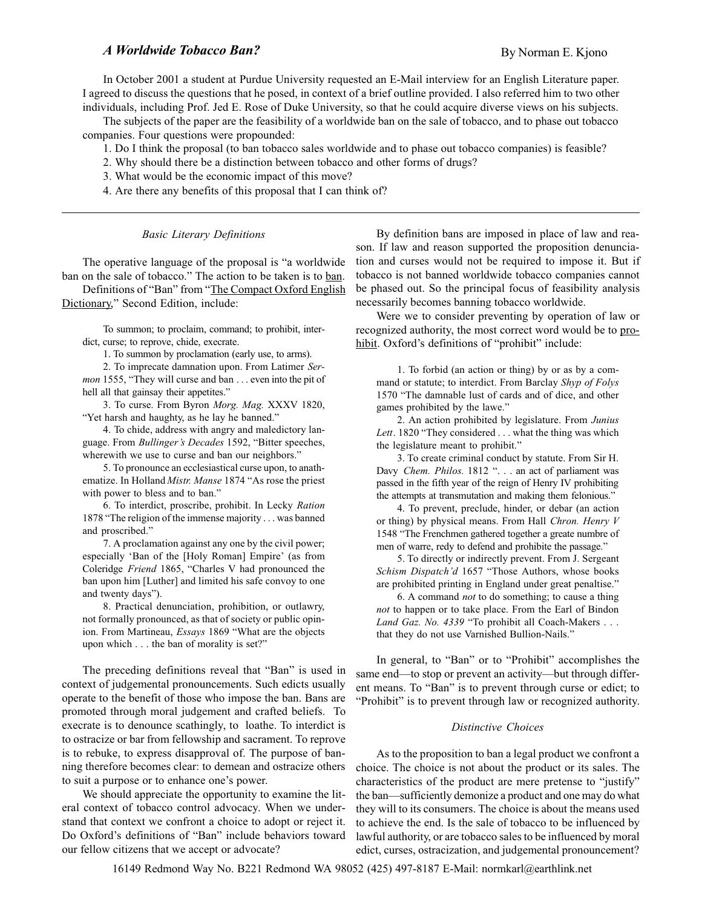## *A Worldwide Tobacco Ban?*

By Norman E. Kjono

In October 2001 a student at Purdue University requested an E-Mail interview for an English Literature paper. I agreed to discuss the questions that he posed, in context of a brief outline provided. I also referred him to two other individuals, including Prof. Jed E. Rose of Duke University, so that he could acquire diverse views on his subjects.

The subjects of the paper are the feasibility of a worldwide ban on the sale of tobacco, and to phase out tobacco companies. Four questions were propounded:

1. Do I think the proposal (to ban tobacco sales worldwide and to phase out tobacco companies) is feasible?
2. Why should there be a distinction between tobacco and other forms of drugs?
3. What would be the economic impact of this move?
4. Are there any benefits of this proposal that I can think of?

---

### *Basic Literary Definitions*

The operative language of the proposal is "a worldwide ban on the sale of tobacco." The action to be taken is to ban.

Definitions of "Ban" from "The Compact Oxford English Dictionary," Second Edition, include:

> To summon; to proclaim, command; to prohibit, interdict, curse; to reprove, chide, execrate.
>
> 1. To summon by proclamation (early use, to arms).
>
> 2. To imprecate damnation upon. From Latimer *Sermon* 1555, "They will curse and ban . . . even into the pit of hell all that gainsay their appetites."
>
> 3. To curse. From Byron *Morg. Mag.* XXXV 1820, "Yet harsh and haughty, as he lay he banned."
>
> 4. To chide, address with angry and maledictory language. From *Bullinger's Decades* 1592, "Bitter speeches, wherewith we use to curse and ban our neighbors."
>
> 5. To pronounce an ecclesiastical curse upon, to anathematize. In Holland *Mistr. Manse* 1874 "As rose the priest with power to bless and to ban."
>
> 6. To interdict, proscribe, prohibit. In Lecky *Ration* 1878 "The religion of the immense majority . . . was banned and proscribed."
>
> 7. A proclamation against any one by the civil power; especially 'Ban of the [Holy Roman] Empire' (as from Coleridge *Friend* 1865, "Charles V had pronounced the ban upon him [Luther] and limited his safe convoy to one and twenty days").
>
> 8. Practical denunciation, prohibition, or outlawry, not formally pronounced, as that of society or public opinion. From Martineau, *Essays* 1869 "What are the objects upon which . . . the ban of morality is set?"

The preceding definitions reveal that "Ban" is used in context of judgemental pronouncements. Such edicts usually operate to the benefit of those who impose the ban. Bans are promoted through moral judgement and crafted beliefs. To execrate is to denounce scathingly, to loathe. To interdict is to ostracize or bar from fellowship and sacrament. To reprove is to rebuke, to express disapproval of. The purpose of banning therefore becomes clear: to demean and ostracize others to suit a purpose or to enhance one's power.

We should appreciate the opportunity to examine the literal context of tobacco control advocacy. When we understand that context we confront a choice to adopt or reject it. Do Oxford's definitions of "Ban" include behaviors toward our fellow citizens that we accept or advocate?

By definition bans are imposed in place of law and reason. If law and reason supported the proposition denunciation and curses would not be required to impose it. But if tobacco is not banned worldwide tobacco companies cannot be phased out. So the principal focus of feasibility analysis necessarily becomes banning tobacco worldwide.

Were we to consider preventing by operation of law or recognized authority, the most correct word would be to prohibit. Oxford's definitions of "prohibit" include:

> 1. To forbid (an action or thing) by or as by a command or statute; to interdict. From Barclay *Shyp of Folys* 1570 "The damnable lust of cards and of dice, and other games prohibited by the lawe."
>
> 2. An action prohibited by legislature. From *Junius Lett*. 1820 "They considered . . . what the thing was which the legislature meant to prohibit."
>
> 3. To create criminal conduct by statute. From Sir H. Davy *Chem. Philos.* 1812 ". . . an act of parliament was passed in the fifth year of the reign of Henry IV prohibiting the attempts at transmutation and making them felonious."
>
> 4. To prevent, preclude, hinder, or debar (an action or thing) by physical means. From Hall *Chron. Henry V* 1548 "The Frenchmen gathered together a greate numbre of men of warre, redy to defend and prohibite the passage."
>
> 5. To directly or indirectly prevent. From J. Sergeant *Schism Dispatch'd* 1657 "Those Authors, whose books are prohibited printing in England under great penaltise."
>
> 6. A command *not* to do something; to cause a thing *not* to happen or to take place. From the Earl of Bindon *Land Gaz. No. 4339* "To prohibit all Coach-Makers . . . that they do not use Varnished Bullion-Nails."

In general, to "Ban" or to "Prohibit" accomplishes the same end—to stop or prevent an activity—but through different means. To "Ban" is to prevent through curse or edict; to "Prohibit" is to prevent through law or recognized authority.

### *Distinctive Choices*

As to the proposition to ban a legal product we confront a choice. The choice is not about the product or its sales. The characteristics of the product are mere pretense to "justify" the ban—sufficiently demonize a product and one may do what they will to its consumers. The choice is about the means used to achieve the end. Is the sale of tobacco to be influenced by lawful authority, or are tobacco sales to be influenced by moral edict, curses, ostracization, and judgemental pronouncement?

16149 Redmond Way No. B221 Redmond WA 98052 (425) 497-8187 E-Mail: normkarl@earthlink.net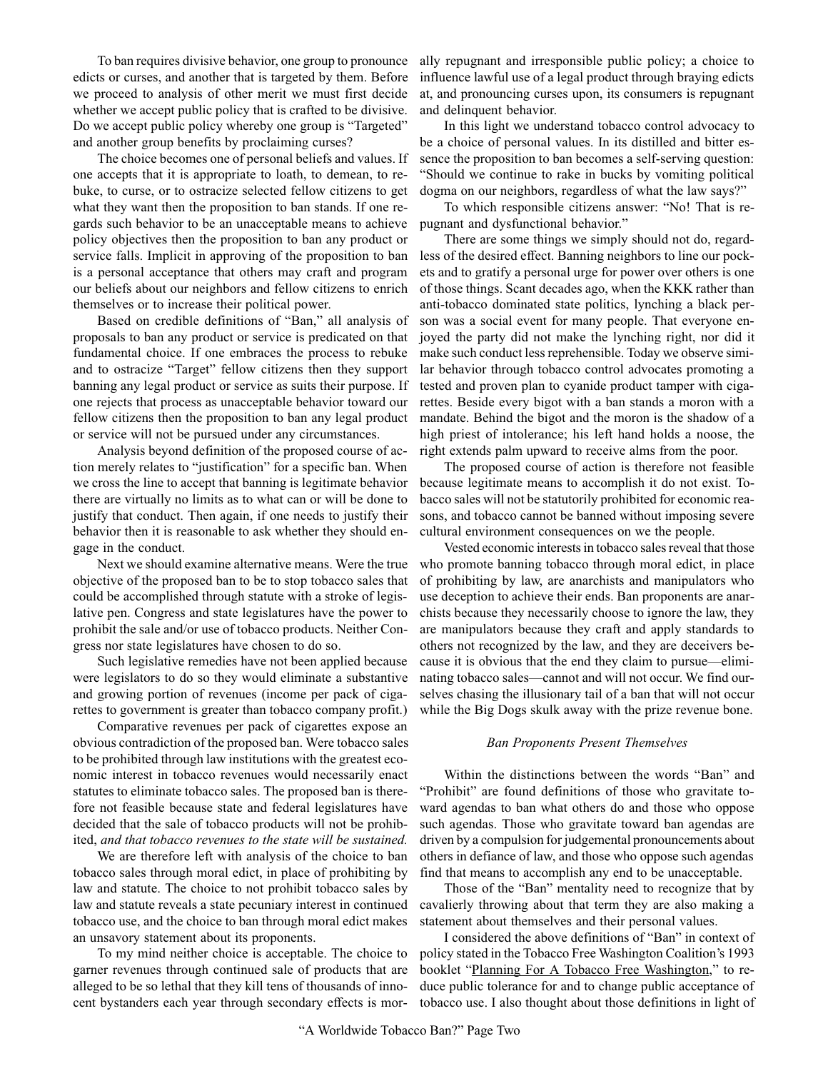To ban requires divisive behavior, one group to pronounce edicts or curses, and another that is targeted by them. Before we proceed to analysis of other merit we must first decide whether we accept public policy that is crafted to be divisive. Do we accept public policy whereby one group is "Targeted" and another group benefits by proclaiming curses?

The choice becomes one of personal beliefs and values. If one accepts that it is appropriate to loath, to demean, to rebuke, to curse, or to ostracize selected fellow citizens to get what they want then the proposition to ban stands. If one regards such behavior to be an unacceptable means to achieve policy objectives then the proposition to ban any product or service falls. Implicit in approving of the proposition to ban is a personal acceptance that others may craft and program our beliefs about our neighbors and fellow citizens to enrich themselves or to increase their political power.

Based on credible definitions of "Ban," all analysis of proposals to ban any product or service is predicated on that fundamental choice. If one embraces the process to rebuke and to ostracize "Target" fellow citizens then they support banning any legal product or service as suits their purpose. If one rejects that process as unacceptable behavior toward our fellow citizens then the proposition to ban any legal product or service will not be pursued under any circumstances.

Analysis beyond definition of the proposed course of action merely relates to "justification" for a specific ban. When we cross the line to accept that banning is legitimate behavior there are virtually no limits as to what can or will be done to justify that conduct. Then again, if one needs to justify their behavior then it is reasonable to ask whether they should engage in the conduct.

Next we should examine alternative means. Were the true objective of the proposed ban to be to stop tobacco sales that could be accomplished through statute with a stroke of legislative pen. Congress and state legislatures have the power to prohibit the sale and/or use of tobacco products. Neither Congress nor state legislatures have chosen to do so.

Such legislative remedies have not been applied because were legislators to do so they would eliminate a substantive and growing portion of revenues (income per pack of cigarettes to government is greater than tobacco company profit.)

Comparative revenues per pack of cigarettes expose an obvious contradiction of the proposed ban. Were tobacco sales to be prohibited through law institutions with the greatest economic interest in tobacco revenues would necessarily enact statutes to eliminate tobacco sales. The proposed ban is therefore not feasible because state and federal legislatures have decided that the sale of tobacco products will not be prohibited, *and that tobacco revenues to the state will be sustained.*

We are therefore left with analysis of the choice to ban tobacco sales through moral edict, in place of prohibiting by law and statute. The choice to not prohibit tobacco sales by law and statute reveals a state pecuniary interest in continued tobacco use, and the choice to ban through moral edict makes an unsavory statement about its proponents.

To my mind neither choice is acceptable. The choice to garner revenues through continued sale of products that are alleged to be so lethal that they kill tens of thousands of innocent bystanders each year through secondary effects is morally repugnant and irresponsible public policy; a choice to influence lawful use of a legal product through braying edicts at, and pronouncing curses upon, its consumers is repugnant and delinquent behavior.

In this light we understand tobacco control advocacy to be a choice of personal values. In its distilled and bitter essence the proposition to ban becomes a self-serving question: "Should we continue to rake in bucks by vomiting political dogma on our neighbors, regardless of what the law says?"

To which responsible citizens answer: "No! That is repugnant and dysfunctional behavior."

There are some things we simply should not do, regardless of the desired effect. Banning neighbors to line our pockets and to gratify a personal urge for power over others is one of those things. Scant decades ago, when the KKK rather than anti-tobacco dominated state politics, lynching a black person was a social event for many people. That everyone enjoyed the party did not make the lynching right, nor did it make such conduct less reprehensible. Today we observe similar behavior through tobacco control advocates promoting a tested and proven plan to cyanide product tamper with cigarettes. Beside every bigot with a ban stands a moron with a mandate. Behind the bigot and the moron is the shadow of a high priest of intolerance; his left hand holds a noose, the right extends palm upward to receive alms from the poor.

The proposed course of action is therefore not feasible because legitimate means to accomplish it do not exist. Tobacco sales will not be statutorily prohibited for economic reasons, and tobacco cannot be banned without imposing severe cultural environment consequences on we the people.

Vested economic interests in tobacco sales reveal that those who promote banning tobacco through moral edict, in place of prohibiting by law, are anarchists and manipulators who use deception to achieve their ends. Ban proponents are anarchists because they necessarily choose to ignore the law, they are manipulators because they craft and apply standards to others not recognized by the law, and they are deceivers because it is obvious that the end they claim to pursue—eliminating tobacco sales—cannot and will not occur. We find ourselves chasing the illusionary tail of a ban that will not occur while the Big Dogs skulk away with the prize revenue bone.

### *Ban Proponents Present Themselves*

Within the distinctions between the words "Ban" and "Prohibit" are found definitions of those who gravitate toward agendas to ban what others do and those who oppose such agendas. Those who gravitate toward ban agendas are driven by a compulsion for judgemental pronouncements about others in defiance of law, and those who oppose such agendas find that means to accomplish any end to be unacceptable.

Those of the "Ban" mentality need to recognize that by cavalierly throwing about that term they are also making a statement about themselves and their personal values.

I considered the above definitions of "Ban" in context of policy stated in the Tobacco Free Washington Coalition's 1993 booklet "Planning For A Tobacco Free Washington," to reduce public tolerance for and to change public acceptance of tobacco use. I also thought about those definitions in light of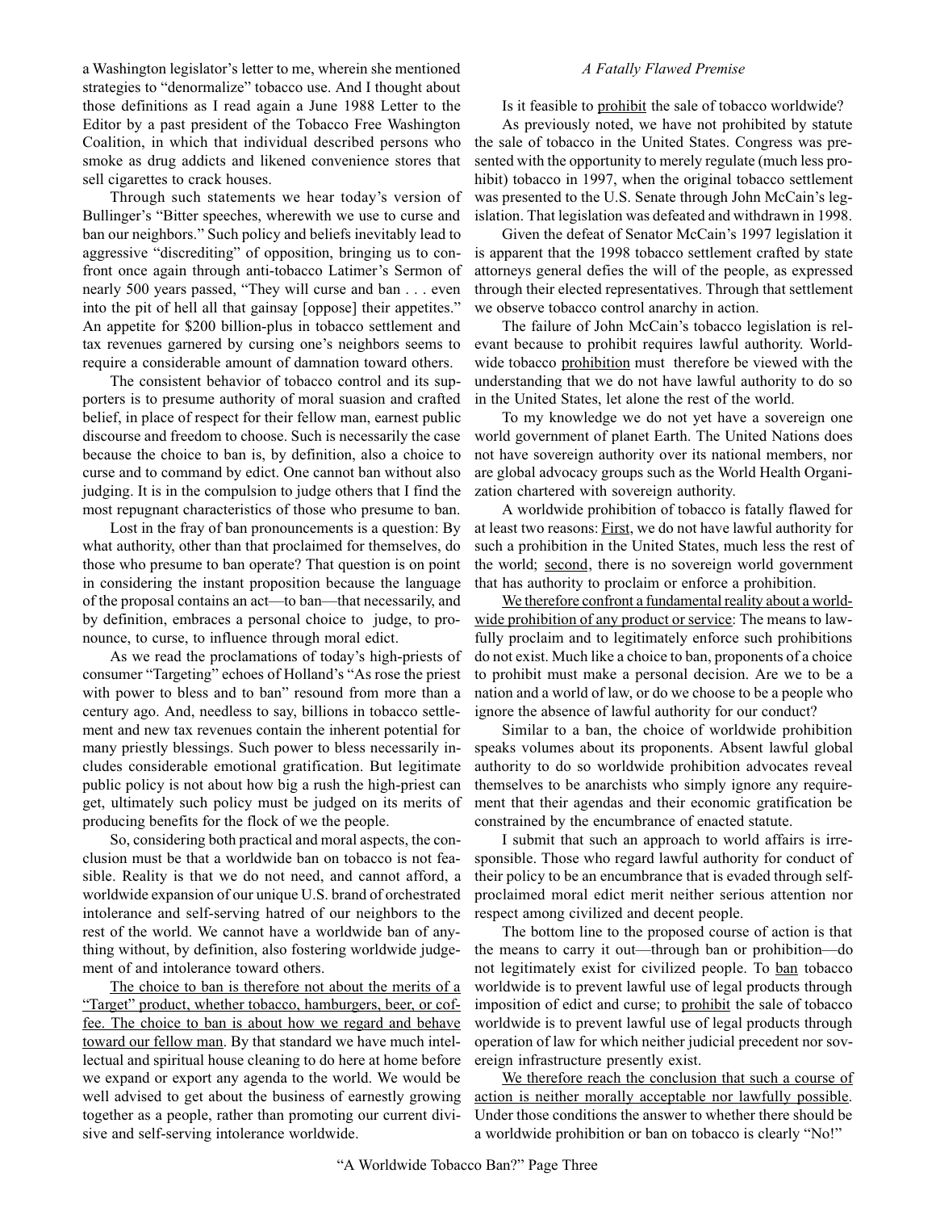a Washington legislator's letter to me, wherein she mentioned strategies to "denormalize" tobacco use. And I thought about those definitions as I read again a June 1988 Letter to the Editor by a past president of the Tobacco Free Washington Coalition, in which that individual described persons who smoke as drug addicts and likened convenience stores that sell cigarettes to crack houses.

Through such statements we hear today's version of Bullinger's "Bitter speeches, wherewith we use to curse and ban our neighbors." Such policy and beliefs inevitably lead to aggressive "discrediting" of opposition, bringing us to confront once again through anti-tobacco Latimer's Sermon of nearly 500 years passed, "They will curse and ban . . . even into the pit of hell all that gainsay [oppose] their appetites." An appetite for $200 billion-plus in tobacco settlement and tax revenues garnered by cursing one's neighbors seems to require a considerable amount of damnation toward others.

The consistent behavior of tobacco control and its supporters is to presume authority of moral suasion and crafted belief, in place of respect for their fellow man, earnest public discourse and freedom to choose. Such is necessarily the case because the choice to ban is, by definition, also a choice to curse and to command by edict. One cannot ban without also judging. It is in the compulsion to judge others that I find the most repugnant characteristics of those who presume to ban.

Lost in the fray of ban pronouncements is a question: By what authority, other than that proclaimed for themselves, do those who presume to ban operate? That question is on point in considering the instant proposition because the language of the proposal contains an act—to ban—that necessarily, and by definition, embraces a personal choice to judge, to pronounce, to curse, to influence through moral edict.

As we read the proclamations of today's high-priests of consumer "Targeting" echoes of Holland's "As rose the priest with power to bless and to ban" resound from more than a century ago. And, needless to say, billions in tobacco settlement and new tax revenues contain the inherent potential for many priestly blessings. Such power to bless necessarily includes considerable emotional gratification. But legitimate public policy is not about how big a rush the high-priest can get, ultimately such policy must be judged on its merits of producing benefits for the flock of we the people.

So, considering both practical and moral aspects, the conclusion must be that a worldwide ban on tobacco is not feasible. Reality is that we do not need, and cannot afford, a worldwide expansion of our unique U.S. brand of orchestrated intolerance and self-serving hatred of our neighbors to the rest of the world. We cannot have a worldwide ban of anything without, by definition, also fostering worldwide judgement of and intolerance toward others.

<u>The choice to ban is therefore not about the merits of a "Target" product, whether tobacco, hamburgers, beer, or coffee. The choice to ban is about how we regard and behave toward our fellow man</u>. By that standard we have much intellectual and spiritual house cleaning to do here at home before we expand or export any agenda to the world. We would be well advised to get about the business of earnestly growing together as a people, rather than promoting our current divisive and self-serving intolerance worldwide.

*A Fatally Flawed Premise*

Is it feasible to <u>prohibit</u> the sale of tobacco worldwide?

As previously noted, we have not prohibited by statute the sale of tobacco in the United States. Congress was presented with the opportunity to merely regulate (much less prohibit) tobacco in 1997, when the original tobacco settlement was presented to the U.S. Senate through John McCain's legislation. That legislation was defeated and withdrawn in 1998.

Given the defeat of Senator McCain's 1997 legislation it is apparent that the 1998 tobacco settlement crafted by state attorneys general defies the will of the people, as expressed through their elected representatives. Through that settlement we observe tobacco control anarchy in action.

The failure of John McCain's tobacco legislation is relevant because to prohibit requires lawful authority. Worldwide tobacco <u>prohibition</u> must therefore be viewed with the understanding that we do not have lawful authority to do so in the United States, let alone the rest of the world.

To my knowledge we do not yet have a sovereign one world government of planet Earth. The United Nations does not have sovereign authority over its national members, nor are global advocacy groups such as the World Health Organization chartered with sovereign authority.

A worldwide prohibition of tobacco is fatally flawed for at least two reasons: <u>First</u>, we do not have lawful authority for such a prohibition in the United States, much less the rest of the world; <u>second</u>, there is no sovereign world government that has authority to proclaim or enforce a prohibition.

<u>We therefore confront a fundamental reality about a worldwide prohibition of any product or service</u>: The means to lawfully proclaim and to legitimately enforce such prohibitions do not exist. Much like a choice to ban, proponents of a choice to prohibit must make a personal decision. Are we to be a nation and a world of law, or do we choose to be a people who ignore the absence of lawful authority for our conduct?

Similar to a ban, the choice of worldwide prohibition speaks volumes about its proponents. Absent lawful global authority to do so worldwide prohibition advocates reveal themselves to be anarchists who simply ignore any requirement that their agendas and their economic gratification be constrained by the encumbrance of enacted statute.

I submit that such an approach to world affairs is irresponsible. Those who regard lawful authority for conduct of their policy to be an encumbrance that is evaded through self-proclaimed moral edict merit neither serious attention nor respect among civilized and decent people.

The bottom line to the proposed course of action is that the means to carry it out—through ban or prohibition—do not legitimately exist for civilized people. To <u>ban</u> tobacco worldwide is to prevent lawful use of legal products through imposition of edict and curse; to <u>prohibit</u> the sale of tobacco worldwide is to prevent lawful use of legal products through operation of law for which neither judicial precedent nor sovereign infrastructure presently exist.

<u>We therefore reach the conclusion that such a course of action is neither morally acceptable nor lawfully possible</u>. Under those conditions the answer to whether there should be a worldwide prohibition or ban on tobacco is clearly "No!"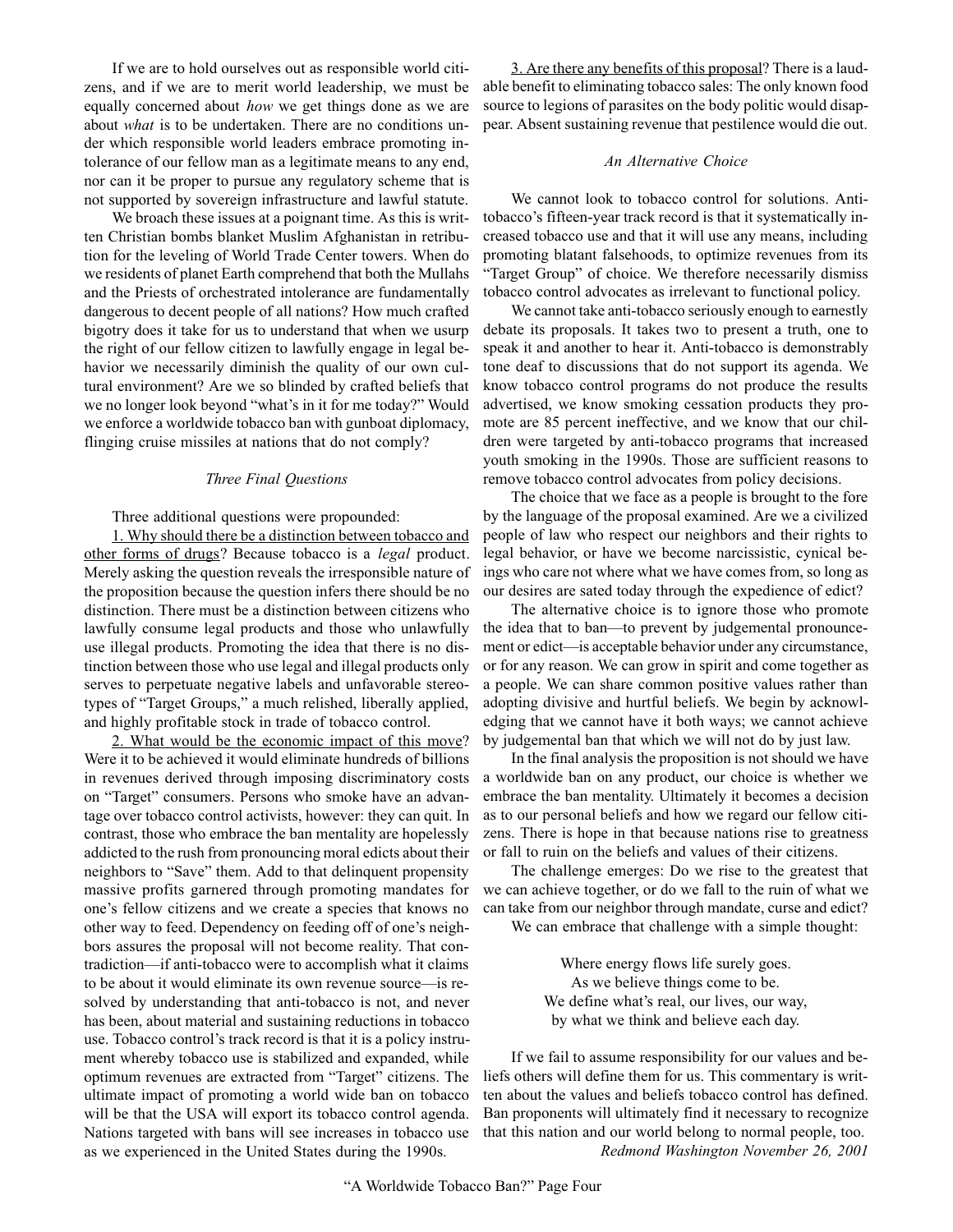If we are to hold ourselves out as responsible world citizens, and if we are to merit world leadership, we must be equally concerned about *how* we get things done as we are about *what* is to be undertaken. There are no conditions under which responsible world leaders embrace promoting intolerance of our fellow man as a legitimate means to any end, nor can it be proper to pursue any regulatory scheme that is not supported by sovereign infrastructure and lawful statute.

We broach these issues at a poignant time. As this is written Christian bombs blanket Muslim Afghanistan in retribution for the leveling of World Trade Center towers. When do we residents of planet Earth comprehend that both the Mullahs and the Priests of orchestrated intolerance are fundamentally dangerous to decent people of all nations? How much crafted bigotry does it take for us to understand that when we usurp the right of our fellow citizen to lawfully engage in legal behavior we necessarily diminish the quality of our own cultural environment? Are we so blinded by crafted beliefs that we no longer look beyond "what's in it for me today?" Would we enforce a worldwide tobacco ban with gunboat diplomacy, flinging cruise missiles at nations that do not comply?

### *Three Final Questions*

Three additional questions were propounded:

1. Why should there be a distinction between tobacco and other forms of drugs? Because tobacco is a *legal* product. Merely asking the question reveals the irresponsible nature of the proposition because the question infers there should be no distinction. There must be a distinction between citizens who lawfully consume legal products and those who unlawfully use illegal products. Promoting the idea that there is no distinction between those who use legal and illegal products only serves to perpetuate negative labels and unfavorable stereotypes of "Target Groups," a much relished, liberally applied, and highly profitable stock in trade of tobacco control.

2. What would be the economic impact of this move? Were it to be achieved it would eliminate hundreds of billions in revenues derived through imposing discriminatory costs on "Target" consumers. Persons who smoke have an advantage over tobacco control activists, however: they can quit. In contrast, those who embrace the ban mentality are hopelessly addicted to the rush from pronouncing moral edicts about their neighbors to "Save" them. Add to that delinquent propensity massive profits garnered through promoting mandates for one's fellow citizens and we create a species that knows no other way to feed. Dependency on feeding off of one's neighbors assures the proposal will not become reality. That contradiction—if anti-tobacco were to accomplish what it claims to be about it would eliminate its own revenue source—is resolved by understanding that anti-tobacco is not, and never has been, about material and sustaining reductions in tobacco use. Tobacco control's track record is that it is a policy instrument whereby tobacco use is stabilized and expanded, while optimum revenues are extracted from "Target" citizens. The ultimate impact of promoting a world wide ban on tobacco will be that the USA will export its tobacco control agenda. Nations targeted with bans will see increases in tobacco use as we experienced in the United States during the 1990s.

3. Are there any benefits of this proposal? There is a laudable benefit to eliminating tobacco sales: The only known food source to legions of parasites on the body politic would disappear. Absent sustaining revenue that pestilence would die out.

### *An Alternative Choice*

We cannot look to tobacco control for solutions. Anti-tobacco's fifteen-year track record is that it systematically increased tobacco use and that it will use any means, including promoting blatant falsehoods, to optimize revenues from its "Target Group" of choice. We therefore necessarily dismiss tobacco control advocates as irrelevant to functional policy.

We cannot take anti-tobacco seriously enough to earnestly debate its proposals. It takes two to present a truth, one to speak it and another to hear it. Anti-tobacco is demonstrably tone deaf to discussions that do not support its agenda. We know tobacco control programs do not produce the results advertised, we know smoking cessation products they promote are 85 percent ineffective, and we know that our children were targeted by anti-tobacco programs that increased youth smoking in the 1990s. Those are sufficient reasons to remove tobacco control advocates from policy decisions.

The choice that we face as a people is brought to the fore by the language of the proposal examined. Are we a civilized people of law who respect our neighbors and their rights to legal behavior, or have we become narcissistic, cynical beings who care not where what we have comes from, so long as our desires are sated today through the expedience of edict?

The alternative choice is to ignore those who promote the idea that to ban—to prevent by judgemental pronouncement or edict—is acceptable behavior under any circumstance, or for any reason. We can grow in spirit and come together as a people. We can share common positive values rather than adopting divisive and hurtful beliefs. We begin by acknowledging that we cannot have it both ways; we cannot achieve by judgemental ban that which we will not do by just law.

In the final analysis the proposition is not should we have a worldwide ban on any product, our choice is whether we embrace the ban mentality. Ultimately it becomes a decision as to our personal beliefs and how we regard our fellow citizens. There is hope in that because nations rise to greatness or fall to ruin on the beliefs and values of their citizens.

The challenge emerges: Do we rise to the greatest that we can achieve together, or do we fall to the ruin of what we can take from our neighbor through mandate, curse and edict?

We can embrace that challenge with a simple thought:

Where energy flows life surely goes.
As we believe things come to be.
We define what's real, our lives, our way,
by what we think and believe each day.

If we fail to assume responsibility for our values and beliefs others will define them for us. This commentary is written about the values and beliefs tobacco control has defined. Ban proponents will ultimately find it necessary to recognize that this nation and our world belong to normal people, too.

*Redmond Washington November 26, 2001*